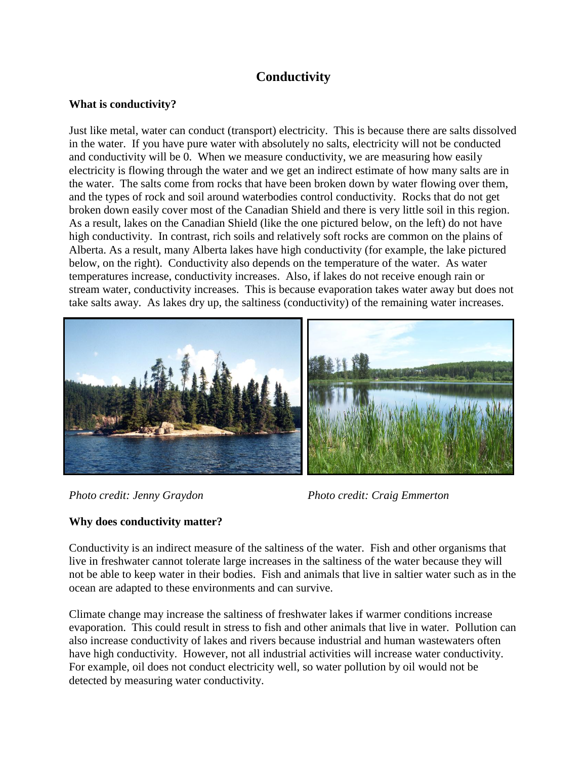# Conductivity

## What is conductivity?

Just like metal, water can conduct (transport) electricity. This is because there are salts dissolved in the water. If you have pure water with absolutely no salts, electricity will not be conducted and conductivity will be 0. When we measure conductivity, we are measuring how easily electricity is flowing through the water and we get an indirect estimate of how many salts are in the water. The salts come from rocks that have been broken down by water flowing over them, and the types of rock and soil around waterbodies control conductivity. Rocks that do not get broken down easily cover most of the Canadian Shield and there is very little soil in this region. As a result, lakes on the Canadian Shield (like the one pictured below, on the left) do not have high conductivity. In contrast, rich soils and relatively soft rocks are common on the plains of Alberta. As a result, many Alberta lakes have high conductivity (for example, the lake pictured below, on the right). Conductivity also depends on the temperature of the water. As water temperatures increase, conductivity increases. Also, if lakes do not receive enough rain or stream water, conductivity increases. This is because evaporation takes water away but does not take salts away. As lakes dry up, the saltiness (conductivity) of the remaining water increases.

*Photo credit: Jenny Graydon*

*Photo credit: Craig Emmerton*

## Why does conductivity matter?

Conductivity is an indirect measure of the saltiness of the water. Fish and other organisms that live in freshwater cannot tolerate large increases in the saltiness of the water because they will not be able to keep water in their bodies. Fish and animals that live in saltier water such as in the ocean are adapted to these environments and can survive.

Climate change may increase the saltiness of freshwater lakes if warmer conditions increase evaporation. This could result in stress to fish and other animals that live in water. Pollution can also increase conductivity of lakes and rivers because industrial and human wastewaters often have high conductivity. However, not all industrial activities will increase water conductivity. For example, oil does not conduct electricity well, so water pollution by oil would not be detected by measuring water conductivity.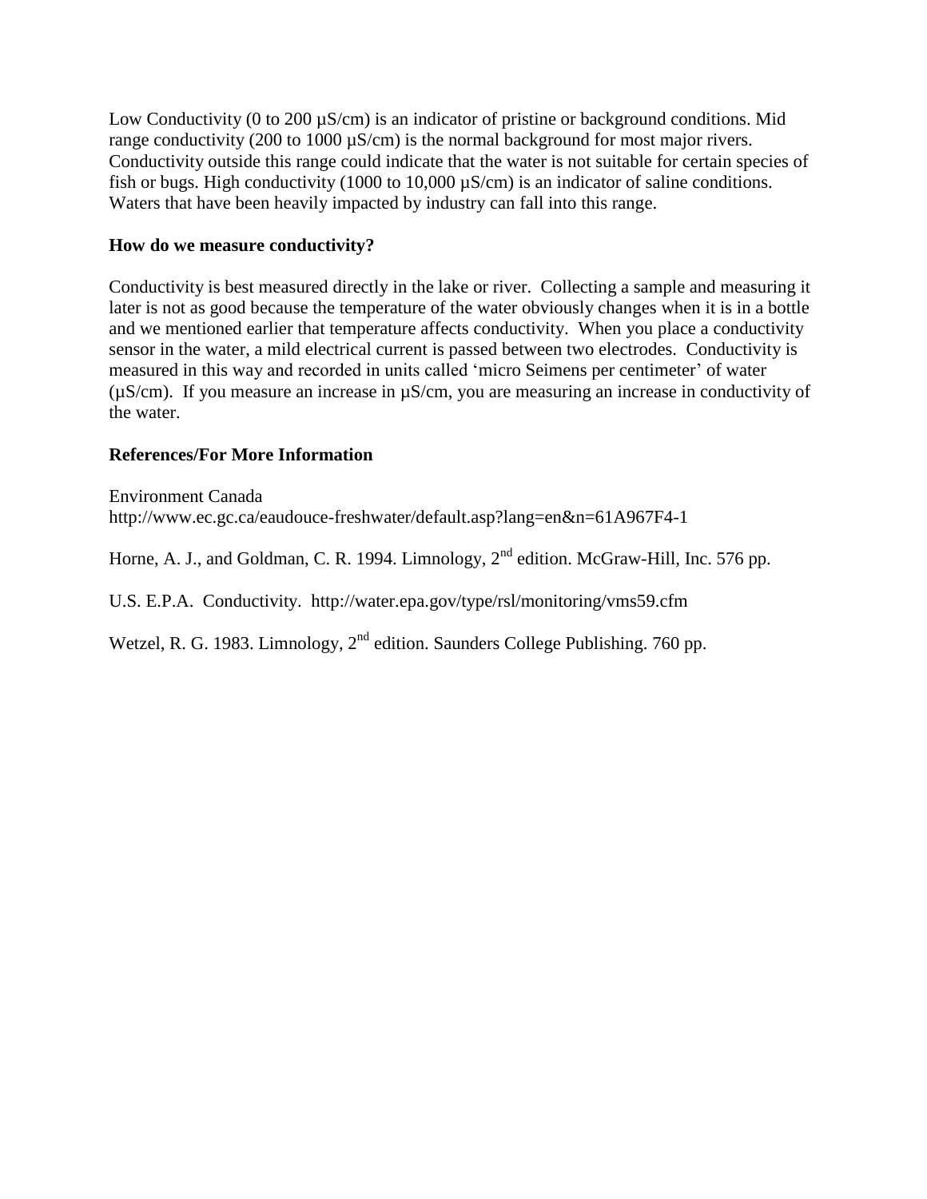Low Conductivity (0 to 200 µS/cm) is an indicator of pristine or background conditions. Mid range conductivity (200 to 1000 µS/cm) is the normal background for most major rivers. Conductivity outside this range could indicate that the water is not suitable for certain species of fish or bugs. High conductivity (1000 to 10,000 µS/cm) is an indicator of saline conditions. Waters that have been heavily impacted by industry can fall into this range.

**How do we measure conductivity?**

Conductivity is best measured directly in the lake or river. Collecting a sample and measuring it later is not as good because the temperature of the water obviously changes when it is in a bottle and we mentioned earlier that temperature affects conductivity. When you place a conductivity sensor in the water, a mild electrical current is passed between two electrodes. Conductivity is measured in this way and recorded in units called 'micro Seimens per centimeter' of water (µS/cm). If you measure an increase in µS/cm, you are measuring an increase in conductivity of the water.

**References/For More Information**

Environment Canada
http://www.ec.gc.ca/eaudouce-freshwater/default.asp?lang=en&n=61A967F4-1

Horne, A. J., and Goldman, C. R. 1994. Limnology, 2nd edition. McGraw-Hill, Inc. 576 pp.

U.S. E.P.A. Conductivity. http://water.epa.gov/type/rsl/monitoring/vms59.cfm

Wetzel, R. G. 1983. Limnology, 2nd edition. Saunders College Publishing. 760 pp.